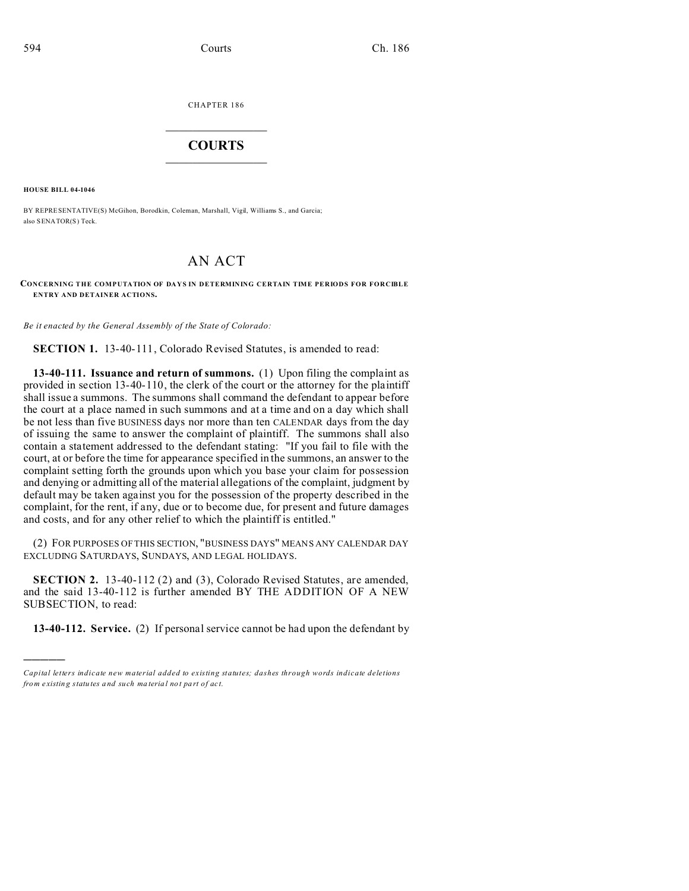CHAPTER 186

# COURTS

**HOUSE BILL 04-1046**

BY REPRESENTATIVE(S) McGihon, Borodkin, Coleman, Marshall, Vigil, Williams S., and Garcia; also SENATOR(S) Teck.

## AN ACT

**CONCERNING THE COMPUTATION OF DAYS IN DETERMINING CERTAIN TIME PERIODS FOR FORCIBLE ENTRY AND DETAINER ACTIONS.**

*Be it enacted by the General Assembly of the State of Colorado:*

**SECTION 1.** 13-40-111, Colorado Revised Statutes, is amended to read:

**13-40-111. Issuance and return of summons.** (1) Upon filing the complaint as provided in section 13-40-110, the clerk of the court or the attorney for the plaintiff shall issue a summons. The summons shall command the defendant to appear before the court at a place named in such summons and at a time and on a day which shall be not less than five BUSINESS days nor more than ten CALENDAR days from the day of issuing the same to answer the complaint of plaintiff. The summons shall also contain a statement addressed to the defendant stating: "If you fail to file with the court, at or before the time for appearance specified in the summons, an answer to the complaint setting forth the grounds upon which you base your claim for possession and denying or admitting all of the material allegations of the complaint, judgment by default may be taken against you for the possession of the property described in the complaint, for the rent, if any, due or to become due, for present and future damages and costs, and for any other relief to which the plaintiff is entitled."

(2) FOR PURPOSES OF THIS SECTION, "BUSINESS DAYS" MEANS ANY CALENDAR DAY EXCLUDING SATURDAYS, SUNDAYS, AND LEGAL HOLIDAYS.

**SECTION 2.** 13-40-112 (2) and (3), Colorado Revised Statutes, are amended, and the said 13-40-112 is further amended BY THE ADDITION OF A NEW SUBSECTION, to read:

**13-40-112. Service.** (2) If personal service cannot be had upon the defendant by

---

*Capital letters indicate new material added to existing statutes; dashes through words indicate deletions from existing statutes and such material not part of act.*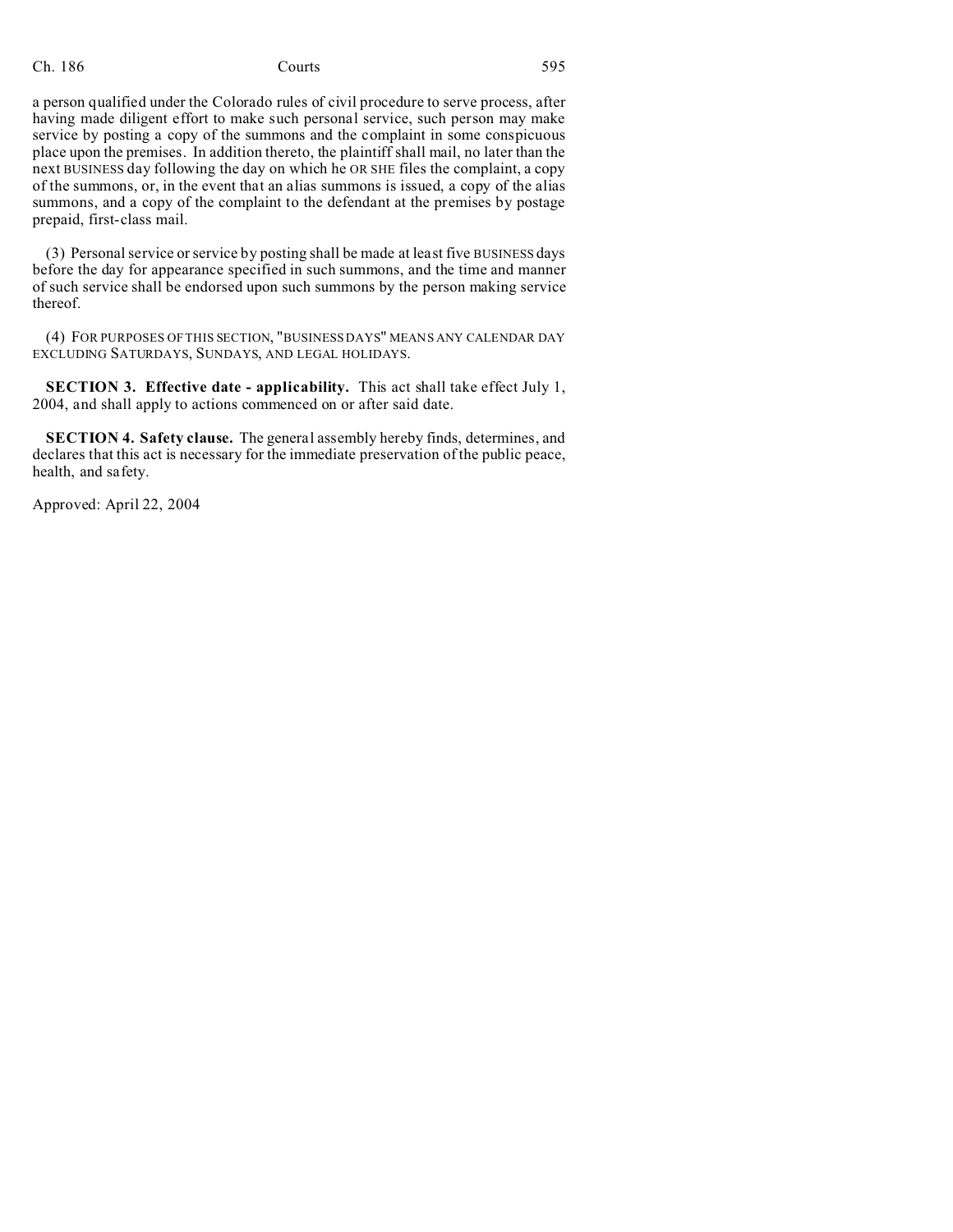a person qualified under the Colorado rules of civil procedure to serve process, after having made diligent effort to make such personal service, such person may make service by posting a copy of the summons and the complaint in some conspicuous place upon the premises. In addition thereto, the plaintiff shall mail, no later than the next BUSINESS day following the day on which he OR SHE files the complaint, a copy of the summons, or, in the event that an alias summons is issued, a copy of the alias summons, and a copy of the complaint to the defendant at the premises by postage prepaid, first-class mail.

(3) Personal service or service by posting shall be made at least five BUSINESS days before the day for appearance specified in such summons, and the time and manner of such service shall be endorsed upon such summons by the person making service thereof.

(4) FOR PURPOSES OF THIS SECTION, "BUSINESS DAYS" MEANS ANY CALENDAR DAY EXCLUDING SATURDAYS, SUNDAYS, AND LEGAL HOLIDAYS.

**SECTION 3. Effective date - applicability.** This act shall take effect July 1, 2004, and shall apply to actions commenced on or after said date.

**SECTION 4. Safety clause.** The general assembly hereby finds, determines, and declares that this act is necessary for the immediate preservation of the public peace, health, and safety.

Approved: April 22, 2004